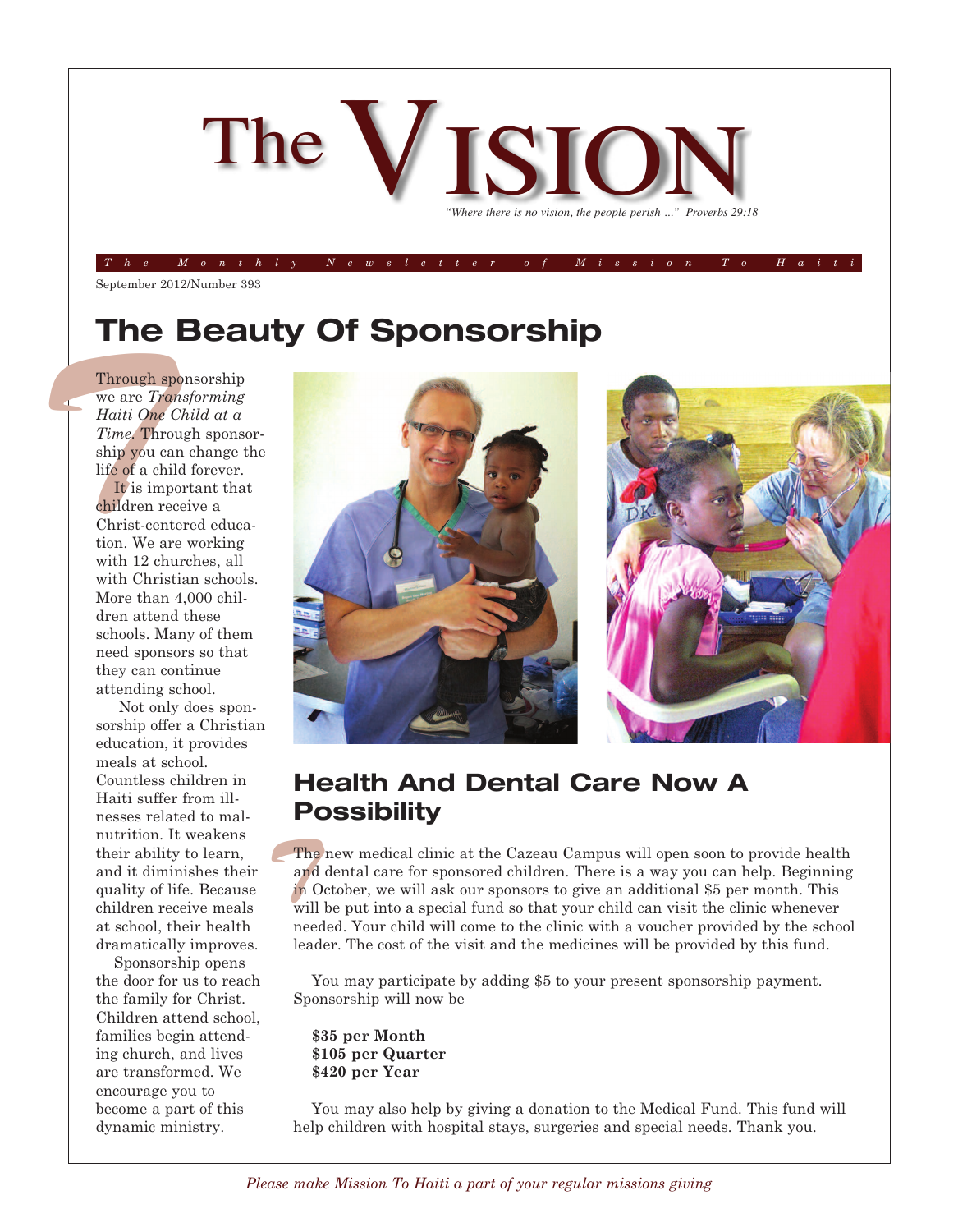# The VISION

*"Where there is no vision, the people perish ..." Proverbs 29:18*

*The Monthly Newsletter of Mission To Haiti*

September 2012/Number 393

## The Beauty Of Sponsorship

Through sponsorship we are *Transforming Haiti One Child at a Time.* Through sponsorship you can change the life of a child forever.

It is important that children receive a Christ-centered education. We are working with 12 churches, all with Christian schools. More than 4,000 children attend these schools. Many of them need sponsors so that they can continue attending school.

Not only does sponsorship offer a Christian education, it provides meals at school. Countless children in Haiti suffer from illnesses related to malnutrition. It weakens their ability to learn, and it diminishes their quality of life. Because children receive meals at school, their health dramatically improves.

Sponsorship opens the door for us to reach the family for Christ. Children attend school, families begin attending church, and lives are transformed. We encourage you to become a part of this dynamic ministry.

## Health And Dental Care Now A Possibility

The new medical clinic at the Cazeau Campus will open soon to provide health and dental care for sponsored children. There is a way you can help. Beginning in October, we will ask our sponsors to give an additional $5 per month. This will be put into a special fund so that your child can visit the clinic whenever needed. Your child will come to the clinic with a voucher provided by the school leader. The cost of the visit and the medicines will be provided by this fund.

You may participate by adding $5 to your present sponsorship payment. Sponsorship will now be

**$35 per Month**
**$105 per Quarter**
**$420 per Year**

You may also help by giving a donation to the Medical Fund. This fund will help children with hospital stays, surgeries and special needs. Thank you.

*Please make Mission To Haiti a part of your regular missions giving*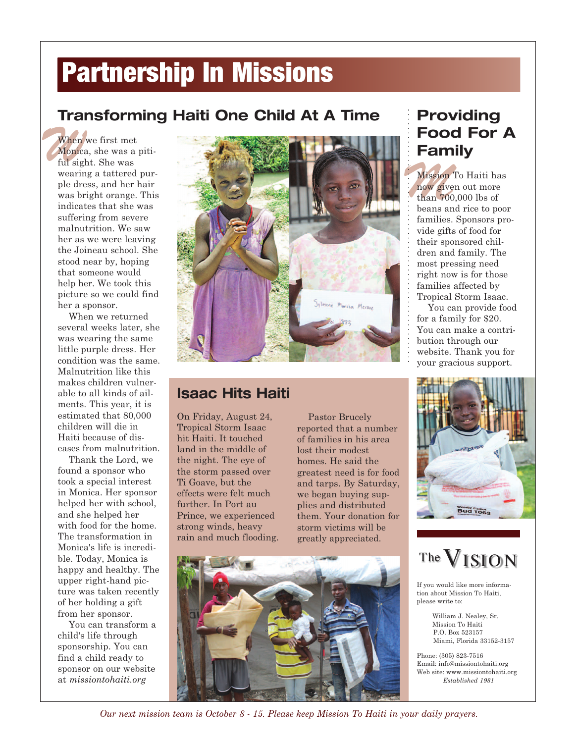# Partnership In Missions

## Transforming Haiti One Child At A Time

When we first met Monica, she was a pitiful sight. She was wearing a tattered purple dress, and her hair was bright orange. This indicates that she was suffering from severe malnutrition. We saw her as we were leaving the Joineau school. She stood near by, hoping that someone would help her. We took this picture so we could find her a sponsor.

When we returned several weeks later, she was wearing the same little purple dress. Her condition was the same. Malnutrition like this makes children vulnerable to all kinds of ailments. This year, it is estimated that 80,000 children will die in Haiti because of diseases from malnutrition.

Thank the Lord, we found a sponsor who took a special interest in Monica. Her sponsor helped her with school, and she helped her with food for the home. The transformation in Monica's life is incredible. Today, Monica is happy and healthy. The upper right-hand picture was taken recently of her holding a gift from her sponsor.

You can transform a child's life through sponsorship. You can find a child ready to sponsor on our website at *missiontohaiti.org*

## Isaac Hits Haiti

On Friday, August 24, Tropical Storm Isaac hit Haiti. It touched land in the middle of the night. The eye of the storm passed over Ti Goave, but the effects were felt much further. In Port au Prince, we experienced strong winds, heavy rain and much flooding.

Pastor Brucely reported that a number of families in his area lost their modest homes. He said the greatest need is for food and tarps. By Saturday, we began buying supplies and distributed them. Your donation for storm victims will be greatly appreciated.

## Providing Food For A Family

Mission To Haiti has now given out more than 700,000 lbs of beans and rice to poor families. Sponsors provide gifts of food for their sponsored children and family. The most pressing need right now is for those families affected by Tropical Storm Isaac.

You can provide food for a family for $20. You can make a contribution through our website. Thank you for your gracious support.

## The VISION

If you would like more information about Mission To Haiti, please write to:

William J. Nealey, Sr.
Mission To Haiti
P.O. Box 523157
Miami, Florida 33152-3157

Phone: (305) 823-7516
Email: info@missiontohaiti.org
Web site: www.missiontohaiti.org
*Established 1981*

*Our next mission team is October 8 - 15. Please keep Mission To Haiti in your daily prayers.*